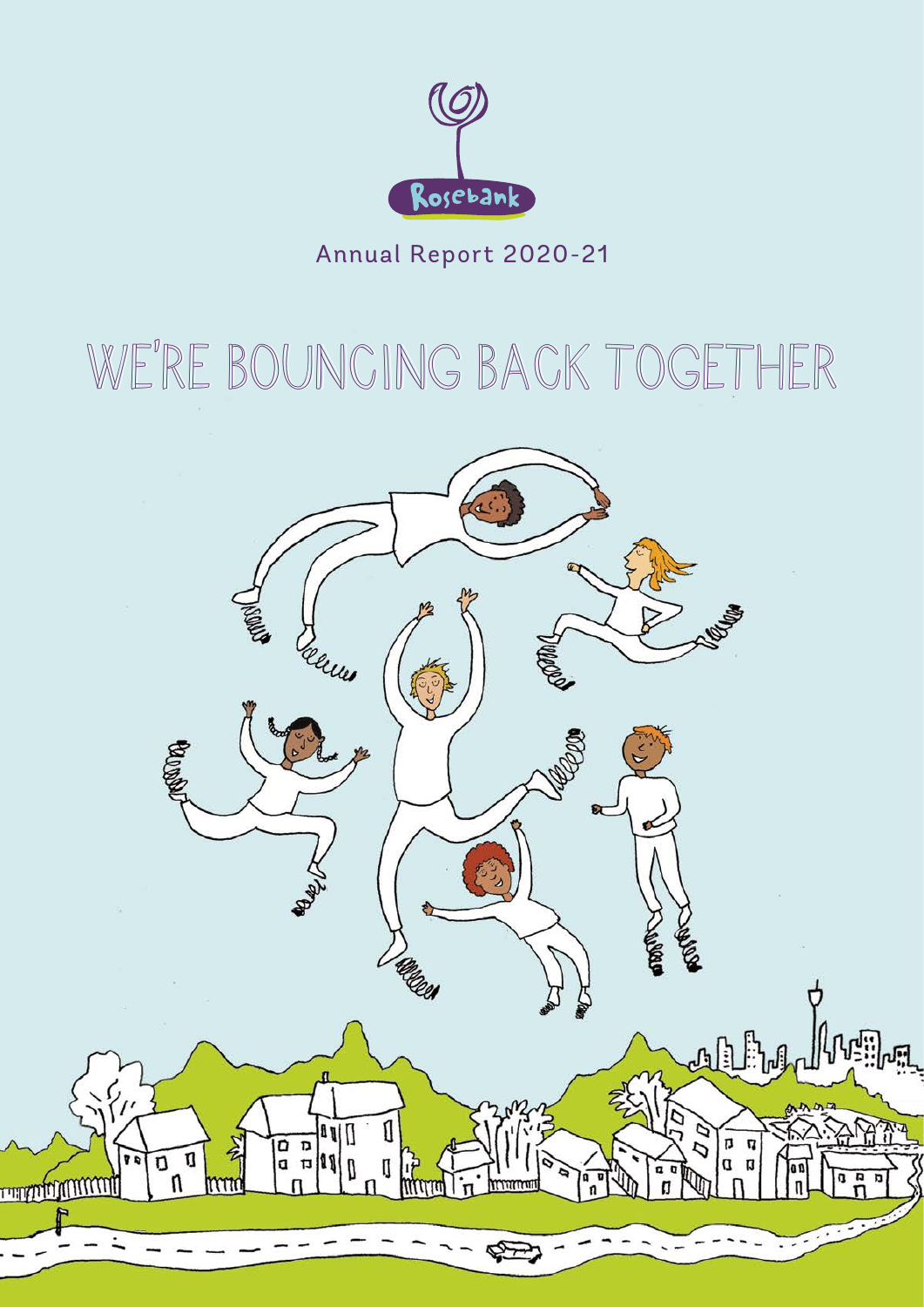Rosebank

Annual Report 2020-21

# WE'RE BOUNCING BACK TOGETHER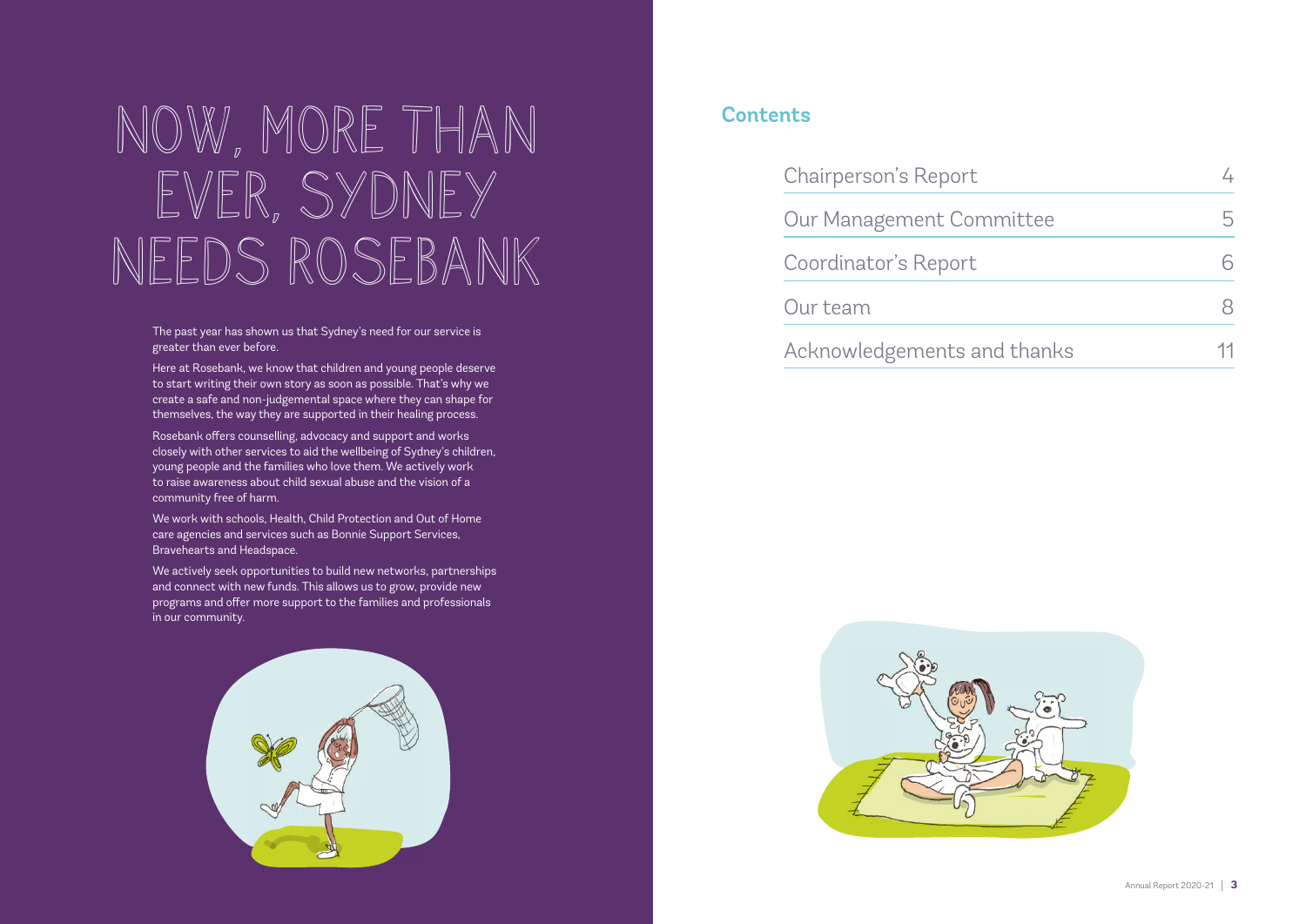# NOW, MORE THAN EVER, SYDNEY NEEDS ROSEBANK

The past year has shown us that Sydney's need for our service is greater than ever before.

Here at Rosebank, we know that children and young people deserve to start writing their own story as soon as possible. That's why we create a safe and non-judgemental space where they can shape for themselves, the way they are supported in their healing process.

Rosebank offers counselling, advocacy and support and works closely with other services to aid the wellbeing of Sydney's children, young people and the families who love them. We actively work to raise awareness about child sexual abuse and the vision of a community free of harm.

We work with schools, Health, Child Protection and Out of Home care agencies and services such as Bonnie Support Services, Bravehearts and Headspace.

We actively seek opportunities to build new networks, partnerships and connect with new funds. This allows us to grow, provide new programs and offer more support to the families and professionals in our community.

## Contents

| | |
|---|---|
| Chairperson's Report | 4 |
| Our Management Committee | 5 |
| Coordinator's Report | 6 |
| Our team | 8 |
| Acknowledgements and thanks | 11 |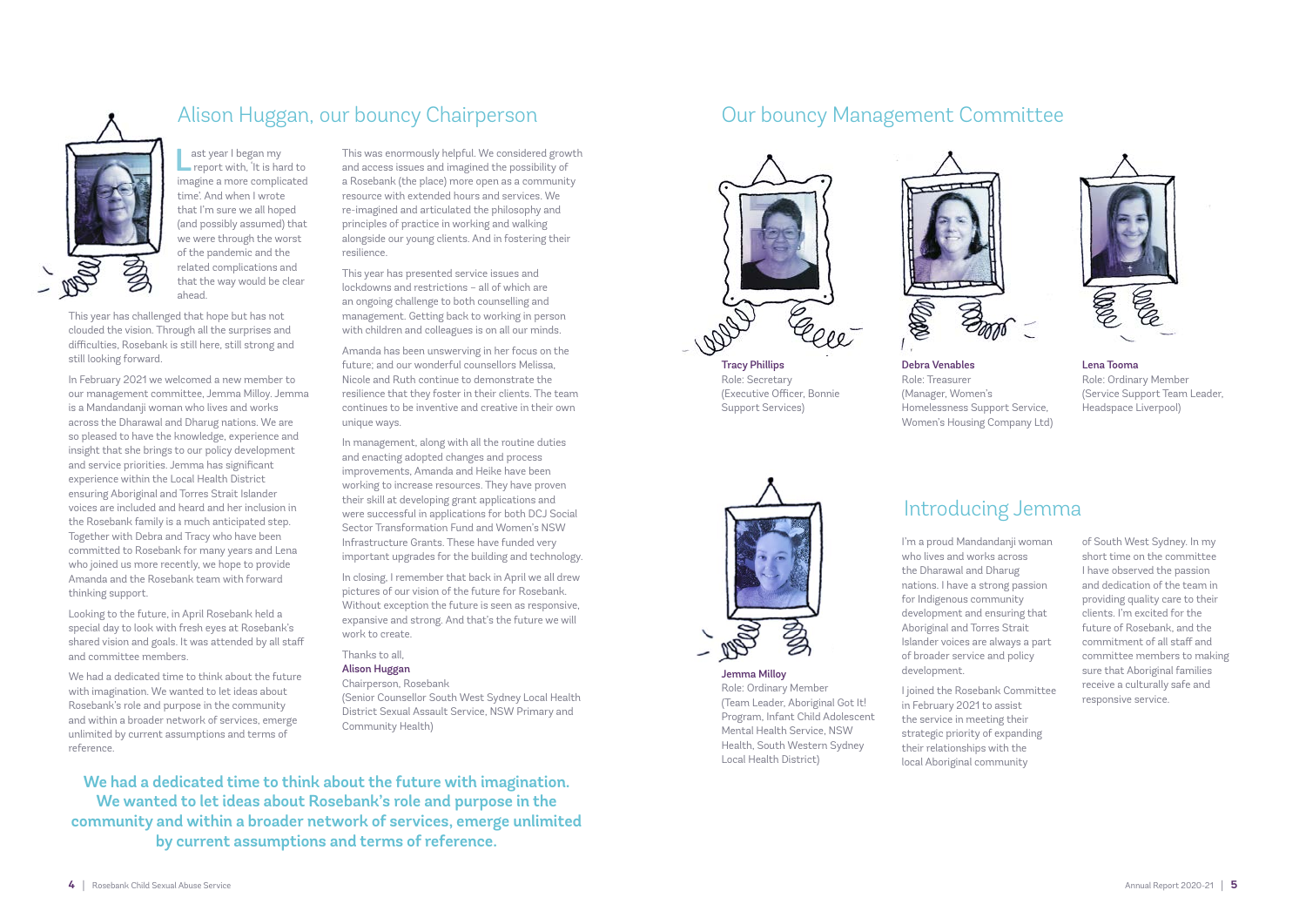## Alison Huggan, our bouncy Chairperson

Last year I began my report with, 'It is hard to imagine a more complicated time'. And when I wrote that I'm sure we all hoped (and possibly assumed) that we were through the worst of the pandemic and the related complications and that the way would be clear ahead.

This year has challenged that hope but has not clouded the vision. Through all the surprises and difficulties, Rosebank is still here, still strong and still looking forward.

In February 2021 we welcomed a new member to our management committee, Jemma Milloy. Jemma is a Mandandanji woman who lives and works across the Dharawal and Dharug nations. We are so pleased to have the knowledge, experience and insight that she brings to our policy development and service priorities. Jemma has significant experience within the Local Health District ensuring Aboriginal and Torres Strait Islander voices are included and heard and her inclusion in the Rosebank family is a much anticipated step. Together with Debra and Tracy who have been committed to Rosebank for many years and Lena who joined us more recently, we hope to provide Amanda and the Rosebank team with forward thinking support.

Looking to the future, in April Rosebank held a special day to look with fresh eyes at Rosebank's shared vision and goals. It was attended by all staff and committee members.

We had a dedicated time to think about the future with imagination. We wanted to let ideas about Rosebank's role and purpose in the community and within a broader network of services, emerge unlimited by current assumptions and terms of reference.

This was enormously helpful. We considered growth and access issues and imagined the possibility of a Rosebank (the place) more open as a community resource with extended hours and services. We re-imagined and articulated the philosophy and principles of practice in working and walking alongside our young clients. And in fostering their resilience.

This year has presented service issues and lockdowns and restrictions – all of which are an ongoing challenge to both counselling and management. Getting back to working in person with children and colleagues is on all our minds.

Amanda has been unswerving in her focus on the future; and our wonderful counsellors Melissa, Nicole and Ruth continue to demonstrate the resilience that they foster in their clients. The team continues to be inventive and creative in their own unique ways.

In management, along with all the routine duties and enacting adopted changes and process improvements, Amanda and Heike have been working to increase resources. They have proven their skill at developing grant applications and were successful in applications for both DCJ Social Sector Transformation Fund and Women's NSW Infrastructure Grants. These have funded very important upgrades for the building and technology.

In closing, I remember that back in April we all drew pictures of our vision of the future for Rosebank. Without exception the future is seen as responsive, expansive and strong. And that's the future we will work to create.

Thanks to all,
**Alison Huggan**
Chairperson, Rosebank
(Senior Counsellor South West Sydney Local Health District Sexual Assault Service, NSW Primary and Community Health)

**We had a dedicated time to think about the future with imagination. We wanted to let ideas about Rosebank's role and purpose in the community and within a broader network of services, emerge unlimited by current assumptions and terms of reference.**

## Our bouncy Management Committee

**Tracy Phillips**
Role: Secretary
(Executive Officer, Bonnie Support Services)

**Debra Venables**
Role: Treasurer
(Manager, Women's Homelessness Support Service, Women's Housing Company Ltd)

**Lena Tooma**
Role: Ordinary Member
(Service Support Team Leader, Headspace Liverpool)

**Jemma Milloy**
Role: Ordinary Member
(Team Leader, Aboriginal Got It! Program, Infant Child Adolescent Mental Health Service, NSW Health, South Western Sydney Local Health District)

## Introducing Jemma

I'm a proud Mandandanji woman who lives and works across the Dharawal and Dharug nations. I have a strong passion for Indigenous community development and ensuring that Aboriginal and Torres Strait Islander voices are always a part of broader service and policy development.

I joined the Rosebank Committee in February 2021 to assist the service in meeting their strategic priority of expanding their relationships with the local Aboriginal community of South West Sydney. In my short time on the committee I have observed the passion and dedication of the team in providing quality care to their clients. I'm excited for the future of Rosebank, and the commitment of all staff and committee members to making sure that Aboriginal families receive a culturally safe and responsive service.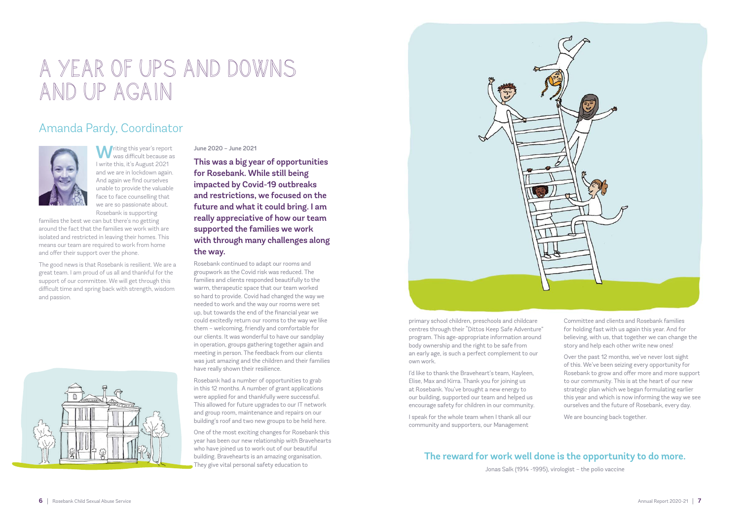# A YEAR OF UPS AND DOWNS AND UP AGAIN

## Amanda Pardy, Coordinator

Writing this year's report was difficult because as I write this, it's August 2021 and we are in lockdown again. And again we find ourselves unable to provide the valuable face to face counselling that we are so passionate about. Rosebank is supporting families the best we can but there's no getting around the fact that the families we work with are isolated and restricted in leaving their homes. This means our team are required to work from home and offer their support over the phone.

The good news is that Rosebank is resilient. We are a great team. I am proud of us all and thankful for the support of our committee. We will get through this difficult time and spring back with strength, wisdom and passion.

June 2020 – June 2021

**This was a big year of opportunities for Rosebank. While still being impacted by Covid-19 outbreaks and restrictions, we focused on the future and what it could bring. I am really appreciative of how our team supported the families we work with through many challenges along the way.**

Rosebank continued to adapt our rooms and groupwork as the Covid risk was reduced. The families and clients responded beautifully to the warm, therapeutic space that our team worked so hard to provide. Covid had changed the way we needed to work and the way our rooms were set up, but towards the end of the financial year we could excitedly return our rooms to the way we like them – welcoming, friendly and comfortable for our clients. It was wonderful to have our sandplay in operation, groups gathering together again and meeting in person. The feedback from our clients was just amazing and the children and their families have really shown their resilience.

Rosebank had a number of opportunities to grab in this 12 months. A number of grant applications were applied for and thankfully were successful. This allowed for future upgrades to our IT network and group room, maintenance and repairs on our building's roof and two new groups to be held here.

One of the most exciting changes for Rosebank this year has been our new relationship with Bravehearts who have joined us to work out of our beautiful building. Bravehearts is an amazing organisation. They give vital personal safety education to primary school children, preschools and childcare centres through their "Dittos Keep Safe Adventure" program. This age-appropriate information around body ownership and the right to be safe from an early age, is such a perfect complement to our own work.

I'd like to thank the Braveheart's team, Kayleen, Elise, Max and Kirra. Thank you for joining us at Rosebank. You've brought a new energy to our building, supported our team and helped us encourage safety for children in our community.

I speak for the whole team when I thank all our community and supporters, our Management Committee and clients and Rosebank families for holding fast with us again this year. And for believing, with us, that together we can change the story and help each other write new ones!

Over the past 12 months, we've never lost sight of this. We've been seizing every opportunity for Rosebank to grow and offer more and more support to our community. This is at the heart of our new strategic plan which we began formulating earlier this year and which is now informing the way we see ourselves and the future of Rosebank, every day.

We are bouncing back together.

**The reward for work well done is the opportunity to do more.**

Jonas Salk (1914 -1995), virologist – the polio vaccine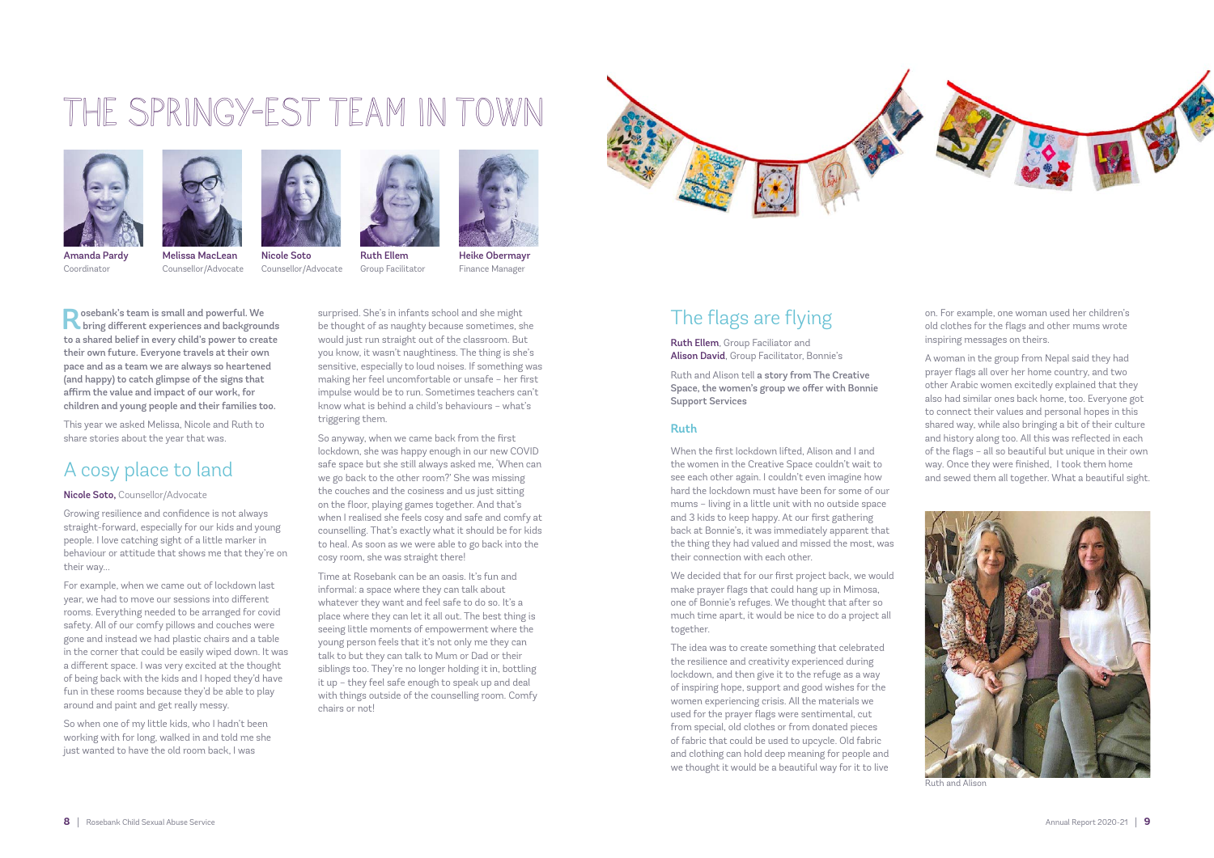# THE SPRINGY-EST TEAM IN TOWN

**Amanda Pardy**
Coordinator

**Melissa MacLean**
Counsellor/Advocate

**Nicole Soto**
Counsellor/Advocate

**Ruth Ellem**
Group Facilitator

**Heike Obermayr**
Finance Manager

**Rosebank's team is small and powerful. We bring different experiences and backgrounds to a shared belief in every child's power to create their own future. Everyone travels at their own pace and as a team we are always so heartened (and happy) to catch glimpse of the signs that affirm the value and impact of our work, for children and young people and their families too.**

This year we asked Melissa, Nicole and Ruth to share stories about the year that was.

## A cosy place to land

**Nicole Soto,** Counsellor/Advocate

Growing resilience and confidence is not always straight-forward, especially for our kids and young people. I love catching sight of a little marker in behaviour or attitude that shows me that they're on their way...

For example, when we came out of lockdown last year, we had to move our sessions into different rooms. Everything needed to be arranged for covid safety. All of our comfy pillows and couches were gone and instead we had plastic chairs and a table in the corner that could be easily wiped down. It was a different space. I was very excited at the thought of being back with the kids and I hoped they'd have fun in these rooms because they'd be able to play around and paint and get really messy.

So when one of my little kids, who I hadn't been working with for long, walked in and told me she just wanted to have the old room back, I was surprised. She's in infants school and she might be thought of as naughty because sometimes, she would just run straight out of the classroom. But you know, it wasn't naughtiness. The thing is she's sensitive, especially to loud noises. If something was making her feel uncomfortable or unsafe – her first impulse would be to run. Sometimes teachers can't know what is behind a child's behaviours – what's triggering them.

So anyway, when we came back from the first lockdown, she was happy enough in our new COVID safe space but she still always asked me, 'When can we go back to the other room?' She was missing the couches and the cosiness and us just sitting on the floor, playing games together. And that's when I realised she feels cosy and safe and comfy at counselling. That's exactly what it should be for kids to heal. As soon as we were able to go back into the cosy room, she was straight there!

Time at Rosebank can be an oasis. It's fun and informal: a space where they can talk about whatever they want and feel safe to do so. It's a place where they can let it all out. The best thing is seeing little moments of empowerment where the young person feels that it's not only me they can talk to but they can talk to Mum or Dad or their siblings too. They're no longer holding it in, bottling it up – they feel safe enough to speak up and deal with things outside of the counselling room. Comfy chairs or not!

## The flags are flying

**Ruth Ellem**, Group Faciliator and
**Alison David**, Group Facilitator, Bonnie's

Ruth and Alison tell **a story from The Creative Space, the women's group we offer with Bonnie Support Services**

### Ruth

When the first lockdown lifted, Alison and I and the women in the Creative Space couldn't wait to see each other again. I couldn't even imagine how hard the lockdown must have been for some of our mums – living in a little unit with no outside space and 3 kids to keep happy. At our first gathering back at Bonnie's, it was immediately apparent that the thing they had valued and missed the most, was their connection with each other.

We decided that for our first project back, we would make prayer flags that could hang up in Mimosa, one of Bonnie's refuges. We thought that after so much time apart, it would be nice to do a project all together.

The idea was to create something that celebrated the resilience and creativity experienced during lockdown, and then give it to the refuge as a way of inspiring hope, support and good wishes for the women experiencing crisis. All the materials we used for the prayer flags were sentimental, cut from special, old clothes or from donated pieces of fabric that could be used to upcycle. Old fabric and clothing can hold deep meaning for people and we thought it would be a beautiful way for it to live on. For example, one woman used her children's old clothes for the flags and other mums wrote inspiring messages on theirs.

A woman in the group from Nepal said they had prayer flags all over her home country, and two other Arabic women excitedly explained that they also had similar ones back home, too. Everyone got to connect their values and personal hopes in this shared way, while also bringing a bit of their culture and history along too. All this was reflected in each of the flags – all so beautiful but unique in their own way. Once they were finished, I took them home and sewed them all together. What a beautiful sight.

Ruth and Alison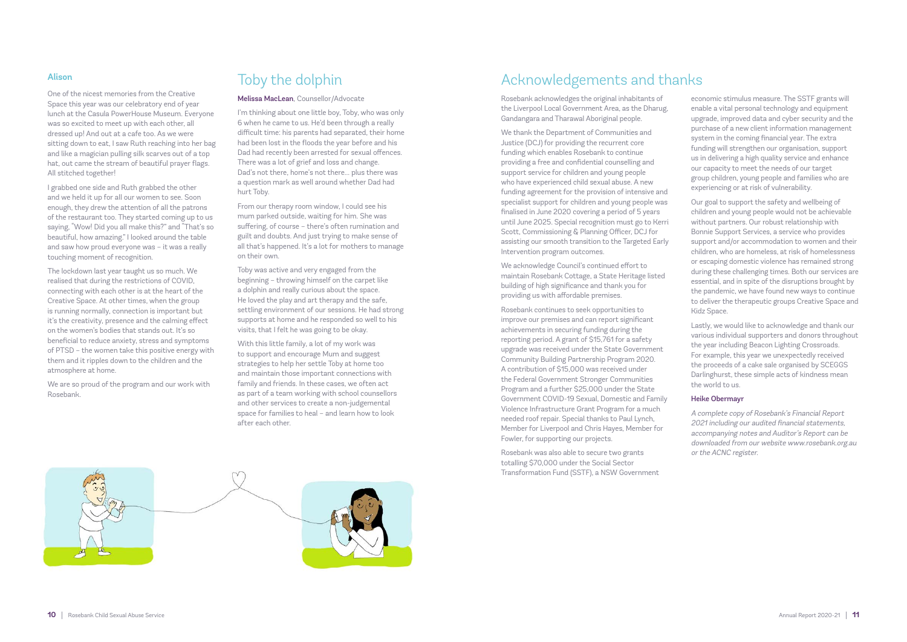### Alison

One of the nicest memories from the Creative Space this year was our celebratory end of year lunch at the Casula PowerHouse Museum. Everyone was so excited to meet up with each other, all dressed up! And out at a cafe too. As we were sitting down to eat, I saw Ruth reaching into her bag and like a magician pulling silk scarves out of a top hat, out came the stream of beautiful prayer flags. All stitched together!

I grabbed one side and Ruth grabbed the other and we held it up for all our women to see. Soon enough, they drew the attention of all the patrons of the restaurant too. They started coming up to us saying, "Wow! Did you all make this?" and "That's so beautiful, how amazing." I looked around the table and saw how proud everyone was – it was a really touching moment of recognition.

The lockdown last year taught us so much. We realised that during the restrictions of COVID, connecting with each other is at the heart of the Creative Space. At other times, when the group is running normally, connection is important but it's the creativity, presence and the calming effect on the women's bodies that stands out. It's so beneficial to reduce anxiety, stress and symptoms of PTSD – the women take this positive energy with them and it ripples down to the children and the atmosphere at home.

We are so proud of the program and our work with Rosebank.

## Toby the dolphin

**Melissa MacLean**, Counsellor/Advocate

I'm thinking about one little boy, Toby, who was only 6 when he came to us. He'd been through a really difficult time: his parents had separated, their home had been lost in the floods the year before and his Dad had recently been arrested for sexual offences. There was a lot of grief and loss and change. Dad's not there, home's not there… plus there was a question mark as well around whether Dad had hurt Toby.

From our therapy room window, I could see his mum parked outside, waiting for him. She was suffering, of course – there's often rumination and guilt and doubts. And just trying to make sense of all that's happened. It's a lot for mothers to manage on their own.

Toby was active and very engaged from the beginning – throwing himself on the carpet like a dolphin and really curious about the space. He loved the play and art therapy and the safe, settling environment of our sessions. He had strong supports at home and he responded so well to his visits, that I felt he was going to be okay.

With this little family, a lot of my work was to support and encourage Mum and suggest strategies to help her settle Toby at home too and maintain those important connections with family and friends. In these cases, we often act as part of a team working with school counsellors and other services to create a non-judgemental space for families to heal – and learn how to look after each other.

## Acknowledgements and thanks

Rosebank acknowledges the original inhabitants of the Liverpool Local Government Area, as the Dharug, Gandangara and Tharawal Aboriginal people.

We thank the Department of Communities and Justice (DCJ) for providing the recurrent core funding which enables Rosebank to continue providing a free and confidential counselling and support service for children and young people who have experienced child sexual abuse. A new funding agreement for the provision of intensive and specialist support for children and young people was finalised in June 2020 covering a period of 5 years until June 2025. Special recognition must go to Kerri Scott, Commissioning & Planning Officer, DCJ for assisting our smooth transition to the Targeted Early Intervention program outcomes.

We acknowledge Council's continued effort to maintain Rosebank Cottage, a State Heritage listed building of high significance and thank you for providing us with affordable premises.

Rosebank continues to seek opportunities to improve our premises and can report significant achievements in securing funding during the reporting period. A grant of $15,761 for a safety upgrade was received under the State Government Community Building Partnership Program 2020. A contribution of $15,000 was received under the Federal Government Stronger Communities Program and a further $25,000 under the State Government COVID-19 Sexual, Domestic and Family Violence Infrastructure Grant Program for a much needed roof repair. Special thanks to Paul Lynch, Member for Liverpool and Chris Hayes, Member for Fowler, for supporting our projects.

Rosebank was also able to secure two grants totalling $70,000 under the Social Sector Transformation Fund (SSTF), a NSW Government economic stimulus measure. The SSTF grants will enable a vital personal technology and equipment upgrade, improved data and cyber security and the purchase of a new client information management system in the coming financial year. The extra funding will strengthen our organisation, support us in delivering a high quality service and enhance our capacity to meet the needs of our target group children, young people and families who are experiencing or at risk of vulnerability.

Our goal to support the safety and wellbeing of children and young people would not be achievable without partners. Our robust relationship with Bonnie Support Services, a service who provides support and/or accommodation to women and their children, who are homeless, at risk of homelessness or escaping domestic violence has remained strong during these challenging times. Both our services are essential, and in spite of the disruptions brought by the pandemic, we have found new ways to continue to deliver the therapeutic groups Creative Space and Kidz Space.

Lastly, we would like to acknowledge and thank our various individual supporters and donors throughout the year including Beacon Lighting Crossroads. For example, this year we unexpectedly received the proceeds of a cake sale organised by SCEGGS Darlinghurst, these simple acts of kindness mean the world to us.

**Heike Obermayr**

*A complete copy of Rosebank's Financial Report 2021 including our audited financial statements, accompanying notes and Auditor's Report can be downloaded from our website www.rosebank.org.au or the ACNC register.*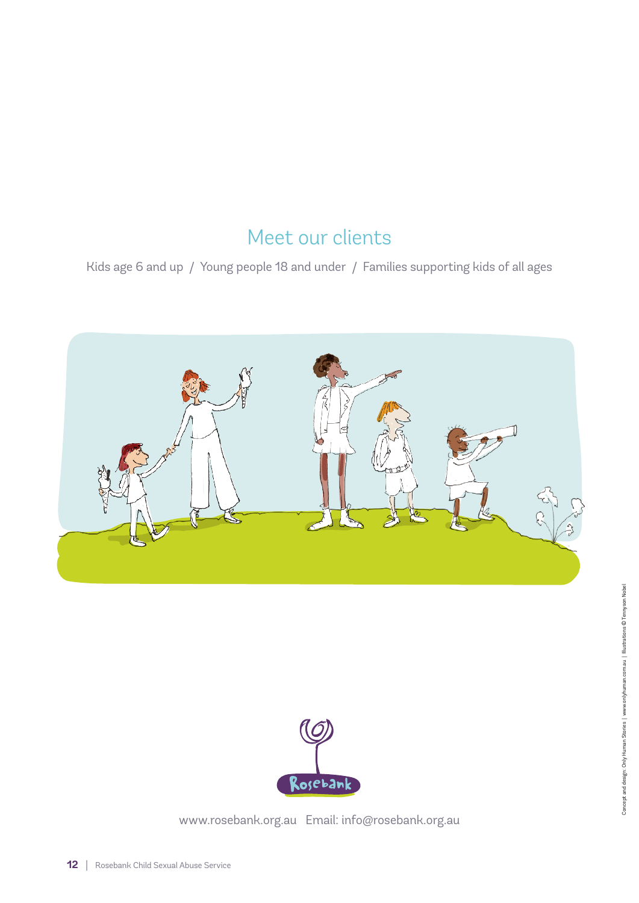## Meet our clients

Kids age 6 and up / Young people 18 and under / Families supporting kids of all ages

www.rosebank.org.au Email: info@rosebank.org.au

Concept and design: Only Human Stories | www.onlyhuman.com.au | Illustrations © Tennyson Nobel